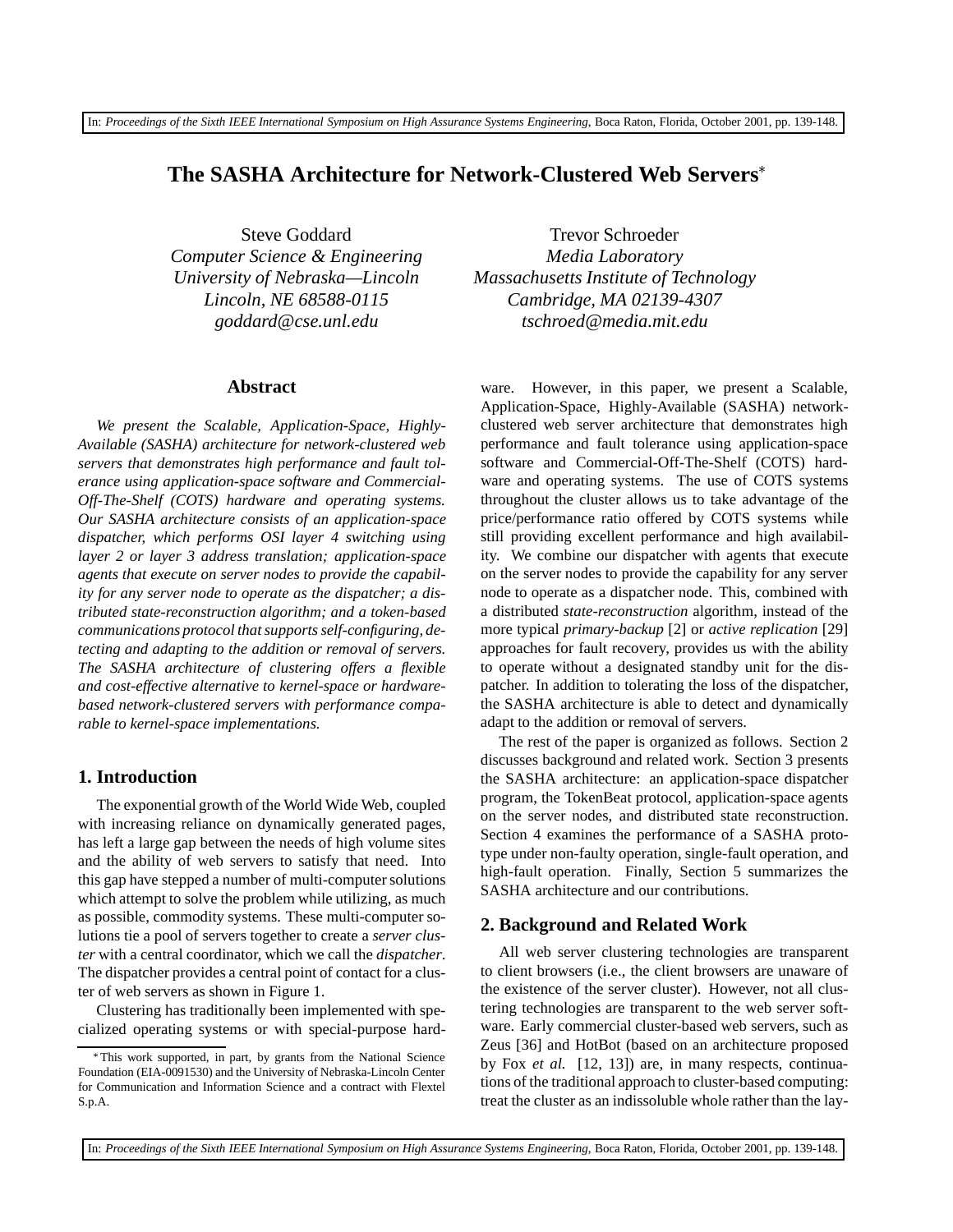# The SASHA Architecture for Network-Clustered Web Servers*

Steve Goddard
*Computer Science & Engineering*
*University of Nebraska—Lincoln*
*Lincoln, NE 68588-0115*
*goddard@cse.unl.edu*

Trevor Schroeder
*Media Laboratory*
*Massachusetts Institute of Technology*
*Cambridge, MA 02139-4307*
*tschroed@media.mit.edu*

## Abstract

*We present the Scalable, Application-Space, Highly-Available (SASHA) architecture for network-clustered web servers that demonstrates high performance and fault tolerance using application-space software and Commercial-Off-The-Shelf (COTS) hardware and operating systems. Our SASHA architecture consists of an application-space dispatcher, which performs OSI layer 4 switching using layer 2 or layer 3 address translation; application-space agents that execute on server nodes to provide the capability for any server node to operate as the dispatcher; a distributed state-reconstruction algorithm; and a token-based communications protocol that supports self-configuring, detecting and adapting to the addition or removal of servers. The SASHA architecture of clustering offers a flexible and cost-effective alternative to kernel-space or hardware-based network-clustered servers with performance comparable to kernel-space implementations.*

## 1. Introduction

The exponential growth of the World Wide Web, coupled with increasing reliance on dynamically generated pages, has left a large gap between the needs of high volume sites and the ability of web servers to satisfy that need. Into this gap have stepped a number of multi-computer solutions which attempt to solve the problem while utilizing, as much as possible, commodity systems. These multi-computer solutions tie a pool of servers together to create a *server cluster* with a central coordinator, which we call the *dispatcher*. The dispatcher provides a central point of contact for a cluster of web servers as shown in Figure 1.

Clustering has traditionally been implemented with specialized operating systems or with special-purpose hardware. However, in this paper, we present a Scalable, Application-Space, Highly-Available (SASHA) network-clustered web server architecture that demonstrates high performance and fault tolerance using application-space software and Commercial-Off-The-Shelf (COTS) hardware and operating systems. The use of COTS systems throughout the cluster allows us to take advantage of the price/performance ratio offered by COTS systems while still providing excellent performance and high availability. We combine our dispatcher with agents that execute on the server nodes to provide the capability for any server node to operate as a dispatcher node. This, combined with a distributed *state-reconstruction* algorithm, instead of the more typical *primary-backup* [2] or *active replication* [29] approaches for fault recovery, provides us with the ability to operate without a designated standby unit for the dispatcher. In addition to tolerating the loss of the dispatcher, the SASHA architecture is able to detect and dynamically adapt to the addition or removal of servers.

The rest of the paper is organized as follows. Section 2 discusses background and related work. Section 3 presents the SASHA architecture: an application-space dispatcher program, the TokenBeat protocol, application-space agents on the server nodes, and distributed state reconstruction. Section 4 examines the performance of a SASHA prototype under non-faulty operation, single-fault operation, and high-fault operation. Finally, Section 5 summarizes the SASHA architecture and our contributions.

## 2. Background and Related Work

All web server clustering technologies are transparent to client browsers (i.e., the client browsers are unaware of the existence of the server cluster). However, not all clustering technologies are transparent to the web server software. Early commercial cluster-based web servers, such as Zeus [36] and HotBot (based on an architecture proposed by Fox *et al.* [12, 13]) are, in many respects, continuations of the traditional approach to cluster-based computing: treat the cluster as an indissoluble whole rather than the lay-

*This work supported, in part, by grants from the National Science Foundation (EIA-0091530) and the University of Nebraska-Lincoln Center for Communication and Information Science and a contract with Flextel S.p.A.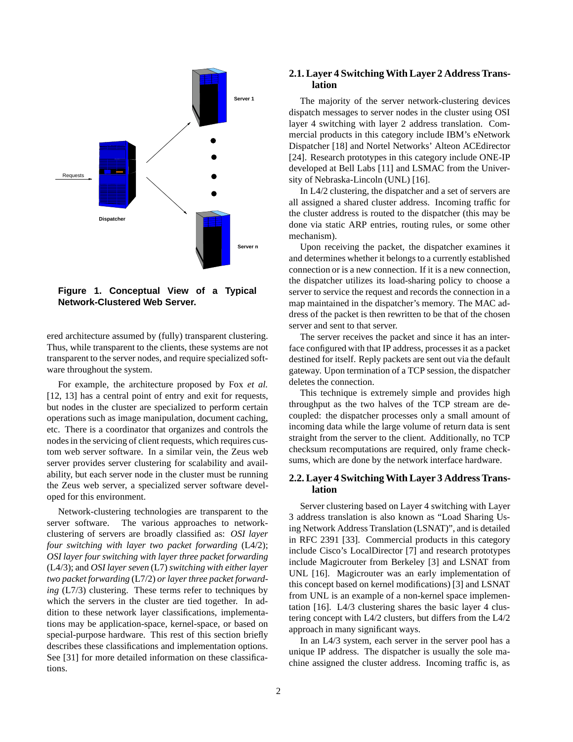**Figure 1. Conceptual View of a Typical Network-Clustered Web Server.**

ered architecture assumed by (fully) transparent clustering. Thus, while transparent to the clients, these systems are not transparent to the server nodes, and require specialized software throughout the system.

For example, the architecture proposed by Fox *et al.* [12, 13] has a central point of entry and exit for requests, but nodes in the cluster are specialized to perform certain operations such as image manipulation, document caching, etc. There is a coordinator that organizes and controls the nodes in the servicing of client requests, which requires custom web server software. In a similar vein, the Zeus web server provides server clustering for scalability and availability, but each server node in the cluster must be running the Zeus web server, a specialized server software developed for this environment.

Network-clustering technologies are transparent to the server software. The various approaches to network-clustering of servers are broadly classified as: *OSI layer four switching with layer two packet forwarding* (L4/2); *OSI layer four switching with layer three packet forwarding* (L4/3); and *OSI layer seven* (L7) *switching with either layer two packet forwarding* (L7/2) *or layer three packet forwarding* (L7/3) clustering. These terms refer to techniques by which the servers in the cluster are tied together. In addition to these network layer classifications, implementations may be application-space, kernel-space, or based on special-purpose hardware. This rest of this section briefly describes these classifications and implementation options. See [31] for more detailed information on these classifications.

### 2.1. Layer 4 Switching With Layer 2 Address Translation

The majority of the server network-clustering devices dispatch messages to server nodes in the cluster using OSI layer 4 switching with layer 2 address translation. Commercial products in this category include IBM's eNetwork Dispatcher [18] and Nortel Networks' Alteon ACEdirector [24]. Research prototypes in this category include ONE-IP developed at Bell Labs [11] and LSMAC from the University of Nebraska-Lincoln (UNL) [16].

In L4/2 clustering, the dispatcher and a set of servers are all assigned a shared cluster address. Incoming traffic for the cluster address is routed to the dispatcher (this may be done via static ARP entries, routing rules, or some other mechanism).

Upon receiving the packet, the dispatcher examines it and determines whether it belongs to a currently established connection or is a new connection. If it is a new connection, the dispatcher utilizes its load-sharing policy to choose a server to service the request and records the connection in a map maintained in the dispatcher's memory. The MAC address of the packet is then rewritten to be that of the chosen server and sent to that server.

The server receives the packet and since it has an interface configured with that IP address, processes it as a packet destined for itself. Reply packets are sent out via the default gateway. Upon termination of a TCP session, the dispatcher deletes the connection.

This technique is extremely simple and provides high throughput as the two halves of the TCP stream are decoupled: the dispatcher processes only a small amount of incoming data while the large volume of return data is sent straight from the server to the client. Additionally, no TCP checksum recomputations are required, only frame checksums, which are done by the network interface hardware.

### 2.2. Layer 4 Switching With Layer 3 Address Translation

Server clustering based on Layer 4 switching with Layer 3 address translation is also known as "Load Sharing Using Network Address Translation (LSNAT)", and is detailed in RFC 2391 [33]. Commercial products in this category include Cisco's LocalDirector [7] and research prototypes include Magicrouter from Berkeley [3] and LSNAT from UNL [16]. Magicrouter was an early implementation of this concept based on kernel modifications) [3] and LSNAT from UNL is an example of a non-kernel space implementation [16]. L4/3 clustering shares the basic layer 4 clustering concept with L4/2 clusters, but differs from the L4/2 approach in many significant ways.

In an L4/3 system, each server in the server pool has a unique IP address. The dispatcher is usually the sole machine assigned the cluster address. Incoming traffic is, as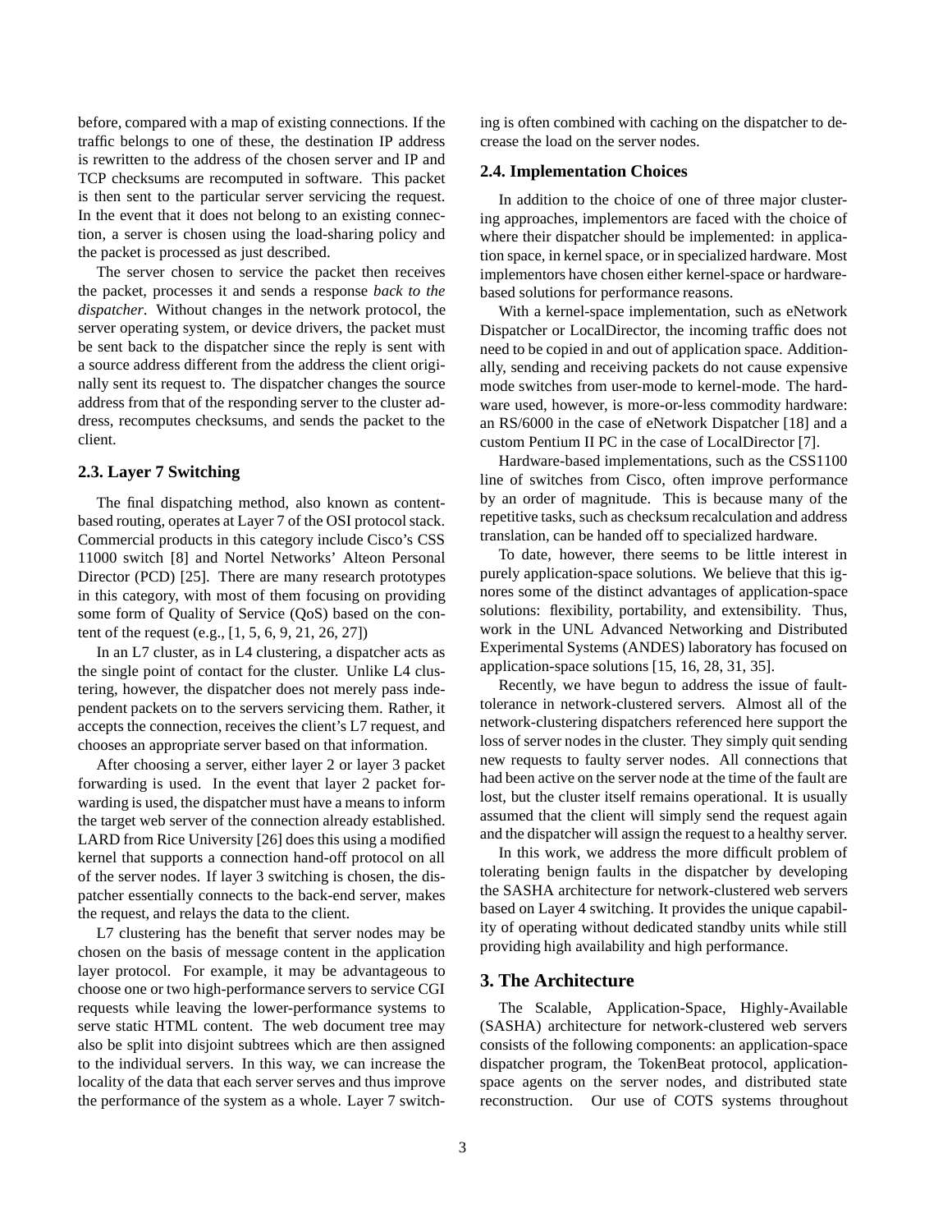before, compared with a map of existing connections. If the traffic belongs to one of these, the destination IP address is rewritten to the address of the chosen server and IP and TCP checksums are recomputed in software. This packet is then sent to the particular server servicing the request. In the event that it does not belong to an existing connection, a server is chosen using the load-sharing policy and the packet is processed as just described.

The server chosen to service the packet then receives the packet, processes it and sends a response *back to the dispatcher*. Without changes in the network protocol, the server operating system, or device drivers, the packet must be sent back to the dispatcher since the reply is sent with a source address different from the address the client originally sent its request to. The dispatcher changes the source address from that of the responding server to the cluster address, recomputes checksums, and sends the packet to the client.

### 2.3. Layer 7 Switching

The final dispatching method, also known as content-based routing, operates at Layer 7 of the OSI protocol stack. Commercial products in this category include Cisco's CSS 11000 switch [8] and Nortel Networks' Alteon Personal Director (PCD) [25]. There are many research prototypes in this category, with most of them focusing on providing some form of Quality of Service (QoS) based on the content of the request (e.g., [1, 5, 6, 9, 21, 26, 27])

In an L7 cluster, as in L4 clustering, a dispatcher acts as the single point of contact for the cluster. Unlike L4 clustering, however, the dispatcher does not merely pass independent packets on to the servers servicing them. Rather, it accepts the connection, receives the client's L7 request, and chooses an appropriate server based on that information.

After choosing a server, either layer 2 or layer 3 packet forwarding is used. In the event that layer 2 packet forwarding is used, the dispatcher must have a means to inform the target web server of the connection already established. LARD from Rice University [26] does this using a modified kernel that supports a connection hand-off protocol on all of the server nodes. If layer 3 switching is chosen, the dispatcher essentially connects to the back-end server, makes the request, and relays the data to the client.

L7 clustering has the benefit that server nodes may be chosen on the basis of message content in the application layer protocol. For example, it may be advantageous to choose one or two high-performance servers to service CGI requests while leaving the lower-performance systems to serve static HTML content. The web document tree may also be split into disjoint subtrees which are then assigned to the individual servers. In this way, we can increase the locality of the data that each server serves and thus improve the performance of the system as a whole. Layer 7 switching is often combined with caching on the dispatcher to decrease the load on the server nodes.

### 2.4. Implementation Choices

In addition to the choice of one of three major clustering approaches, implementors are faced with the choice of where their dispatcher should be implemented: in application space, in kernel space, or in specialized hardware. Most implementors have chosen either kernel-space or hardware-based solutions for performance reasons.

With a kernel-space implementation, such as eNetwork Dispatcher or LocalDirector, the incoming traffic does not need to be copied in and out of application space. Additionally, sending and receiving packets do not cause expensive mode switches from user-mode to kernel-mode. The hardware used, however, is more-or-less commodity hardware: an RS/6000 in the case of eNetwork Dispatcher [18] and a custom Pentium II PC in the case of LocalDirector [7].

Hardware-based implementations, such as the CSS1100 line of switches from Cisco, often improve performance by an order of magnitude. This is because many of the repetitive tasks, such as checksum recalculation and address translation, can be handed off to specialized hardware.

To date, however, there seems to be little interest in purely application-space solutions. We believe that this ignores some of the distinct advantages of application-space solutions: flexibility, portability, and extensibility. Thus, work in the UNL Advanced Networking and Distributed Experimental Systems (ANDES) laboratory has focused on application-space solutions [15, 16, 28, 31, 35].

Recently, we have begun to address the issue of fault-tolerance in network-clustered servers. Almost all of the network-clustering dispatchers referenced here support the loss of server nodes in the cluster. They simply quit sending new requests to faulty server nodes. All connections that had been active on the server node at the time of the fault are lost, but the cluster itself remains operational. It is usually assumed that the client will simply send the request again and the dispatcher will assign the request to a healthy server.

In this work, we address the more difficult problem of tolerating benign faults in the dispatcher by developing the SASHA architecture for network-clustered web servers based on Layer 4 switching. It provides the unique capability of operating without dedicated standby units while still providing high availability and high performance.

## 3. The Architecture

The Scalable, Application-Space, Highly-Available (SASHA) architecture for network-clustered web servers consists of the following components: an application-space dispatcher program, the TokenBeat protocol, application-space agents on the server nodes, and distributed state reconstruction. Our use of COTS systems throughout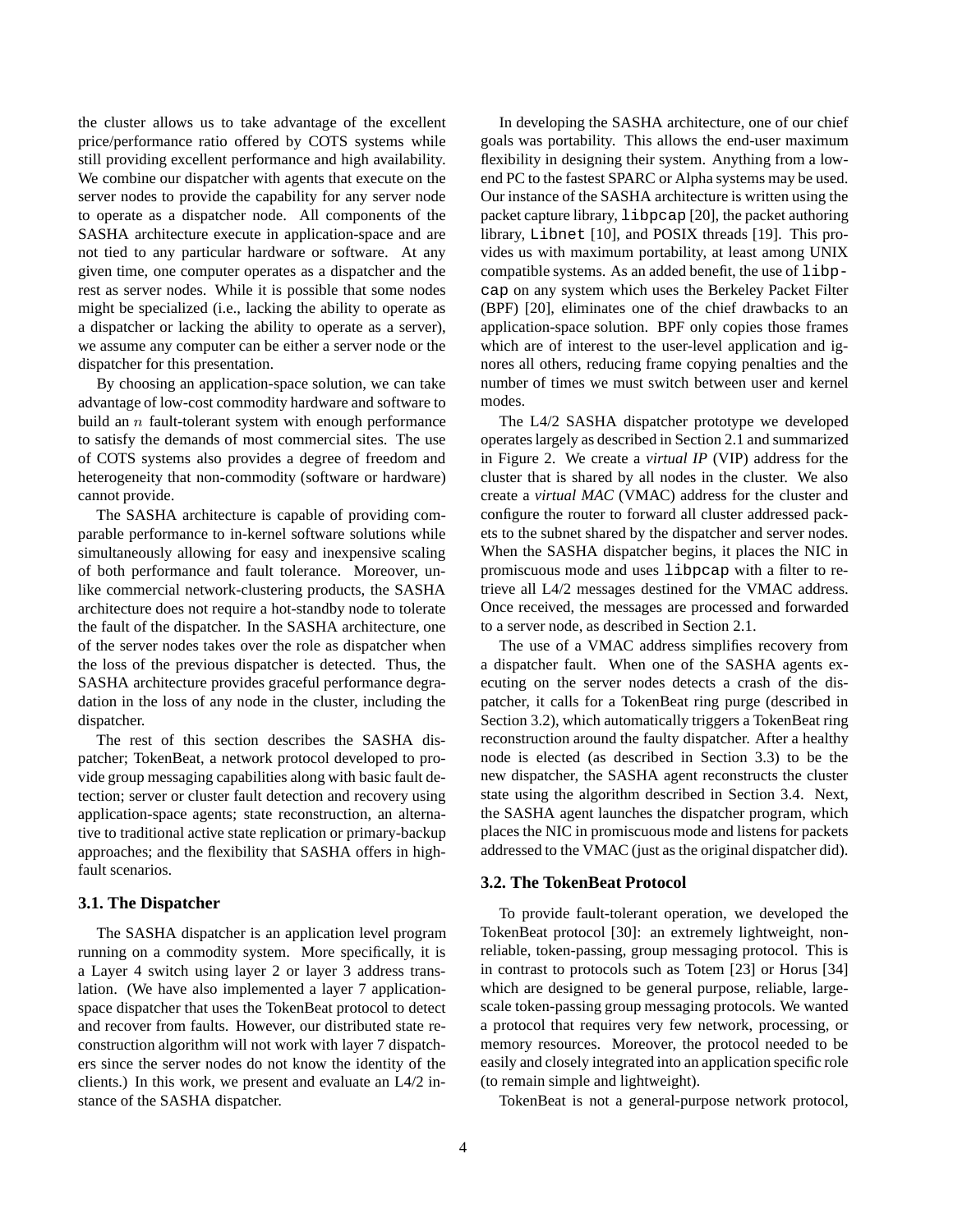the cluster allows us to take advantage of the excellent price/performance ratio offered by COTS systems while still providing excellent performance and high availability. We combine our dispatcher with agents that execute on the server nodes to provide the capability for any server node to operate as a dispatcher node. All components of the SASHA architecture execute in application-space and are not tied to any particular hardware or software. At any given time, one computer operates as a dispatcher and the rest as server nodes. While it is possible that some nodes might be specialized (i.e., lacking the ability to operate as a dispatcher or lacking the ability to operate as a server), we assume any computer can be either a server node or the dispatcher for this presentation.

By choosing an application-space solution, we can take advantage of low-cost commodity hardware and software to build an $n$ fault-tolerant system with enough performance to satisfy the demands of most commercial sites. The use of COTS systems also provides a degree of freedom and heterogeneity that non-commodity (software or hardware) cannot provide.

The SASHA architecture is capable of providing comparable performance to in-kernel software solutions while simultaneously allowing for easy and inexpensive scaling of both performance and fault tolerance. Moreover, unlike commercial network-clustering products, the SASHA architecture does not require a hot-standby node to tolerate the fault of the dispatcher. In the SASHA architecture, one of the server nodes takes over the role as dispatcher when the loss of the previous dispatcher is detected. Thus, the SASHA architecture provides graceful performance degradation in the loss of any node in the cluster, including the dispatcher.

The rest of this section describes the SASHA dispatcher; TokenBeat, a network protocol developed to provide group messaging capabilities along with basic fault detection; server or cluster fault detection and recovery using application-space agents; state reconstruction, an alternative to traditional active state replication or primary-backup approaches; and the flexibility that SASHA offers in high-fault scenarios.

### 3.1. The Dispatcher

The SASHA dispatcher is an application level program running on a commodity system. More specifically, it is a Layer 4 switch using layer 2 or layer 3 address translation. (We have also implemented a layer 7 application-space dispatcher that uses the TokenBeat protocol to detect and recover from faults. However, our distributed state reconstruction algorithm will not work with layer 7 dispatchers since the server nodes do not know the identity of the clients.) In this work, we present and evaluate an L4/2 instance of the SASHA dispatcher.

In developing the SASHA architecture, one of our chief goals was portability. This allows the end-user maximum flexibility in designing their system. Anything from a low-end PC to the fastest SPARC or Alpha systems may be used. Our instance of the SASHA architecture is written using the packet capture library, `libpcap` [20], the packet authoring library, `Libnet` [10], and POSIX threads [19]. This provides us with maximum portability, at least among UNIX compatible systems. As an added benefit, the use of `libpcap` on any system which uses the Berkeley Packet Filter (BPF) [20], eliminates one of the chief drawbacks to an application-space solution. BPF only copies those frames which are of interest to the user-level application and ignores all others, reducing frame copying penalties and the number of times we must switch between user and kernel modes.

The L4/2 SASHA dispatcher prototype we developed operates largely as described in Section 2.1 and summarized in Figure 2. We create a *virtual IP* (VIP) address for the cluster that is shared by all nodes in the cluster. We also create a *virtual MAC* (VMAC) address for the cluster and configure the router to forward all cluster addressed packets to the subnet shared by the dispatcher and server nodes. When the SASHA dispatcher begins, it places the NIC in promiscuous mode and uses `libpcap` with a filter to retrieve all L4/2 messages destined for the VMAC address. Once received, the messages are processed and forwarded to a server node, as described in Section 2.1.

The use of a VMAC address simplifies recovery from a dispatcher fault. When one of the SASHA agents executing on the server nodes detects a crash of the dispatcher, it calls for a TokenBeat ring purge (described in Section 3.2), which automatically triggers a TokenBeat ring reconstruction around the faulty dispatcher. After a healthy node is elected (as described in Section 3.3) to be the new dispatcher, the SASHA agent reconstructs the cluster state using the algorithm described in Section 3.4. Next, the SASHA agent launches the dispatcher program, which places the NIC in promiscuous mode and listens for packets addressed to the VMAC (just as the original dispatcher did).

### 3.2. The TokenBeat Protocol

To provide fault-tolerant operation, we developed the TokenBeat protocol [30]: an extremely lightweight, non-reliable, token-passing, group messaging protocol. This is in contrast to protocols such as Totem [23] or Horus [34] which are designed to be general purpose, reliable, large-scale token-passing group messaging protocols. We wanted a protocol that requires very few network, processing, or memory resources. Moreover, the protocol needed to be easily and closely integrated into an application specific role (to remain simple and lightweight).

TokenBeat is not a general-purpose network protocol,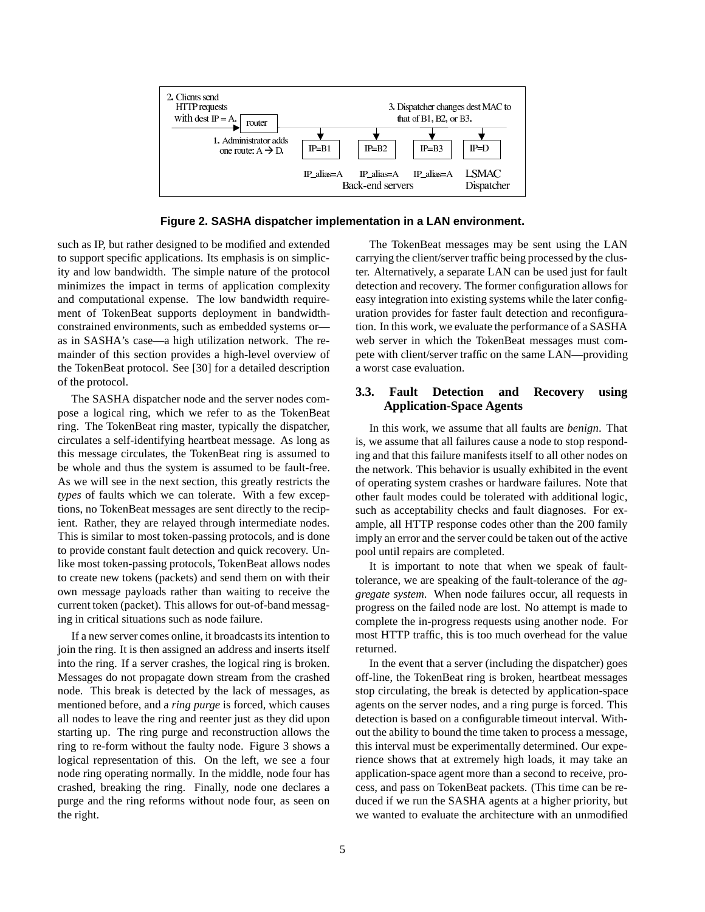2. Clients send HTTP requests with dest IP = A.

router

1. Administrator adds one route: A → D.

3. Dispatcher changes dest MAC to that of B1, B2, or B3.

IP=B1

IP=B2

IP=B3

IP=D

IP_alias=A

IP_alias=A

IP_alias=A

Back-end servers

LSMAC Dispatcher

**Figure 2. SASHA dispatcher implementation in a LAN environment.**

such as IP, but rather designed to be modified and extended to support specific applications. Its emphasis is on simplicity and low bandwidth. The simple nature of the protocol minimizes the impact in terms of application complexity and computational expense. The low bandwidth requirement of TokenBeat supports deployment in bandwidth-constrained environments, such as embedded systems or—as in SASHA's case—a high utilization network. The remainder of this section provides a high-level overview of the TokenBeat protocol. See [30] for a detailed description of the protocol.

The SASHA dispatcher node and the server nodes compose a logical ring, which we refer to as the TokenBeat ring. The TokenBeat ring master, typically the dispatcher, circulates a self-identifying heartbeat message. As long as this message circulates, the TokenBeat ring is assumed to be whole and thus the system is assumed to be fault-free. As we will see in the next section, this greatly restricts the *types* of faults which we can tolerate. With a few exceptions, no TokenBeat messages are sent directly to the recipient. Rather, they are relayed through intermediate nodes. This is similar to most token-passing protocols, and is done to provide constant fault detection and quick recovery. Unlike most token-passing protocols, TokenBeat allows nodes to create new tokens (packets) and send them on with their own message payloads rather than waiting to receive the current token (packet). This allows for out-of-band messaging in critical situations such as node failure.

If a new server comes online, it broadcasts its intention to join the ring. It is then assigned an address and inserts itself into the ring. If a server crashes, the logical ring is broken. Messages do not propagate down stream from the crashed node. This break is detected by the lack of messages, as mentioned before, and a *ring purge* is forced, which causes all nodes to leave the ring and reenter just as they did upon starting up. The ring purge and reconstruction allows the ring to re-form without the faulty node. Figure 3 shows a logical representation of this. On the left, we see a four node ring operating normally. In the middle, node four has crashed, breaking the ring. Finally, node one declares a purge and the ring reforms without node four, as seen on the right.

The TokenBeat messages may be sent using the LAN carrying the client/server traffic being processed by the cluster. Alternatively, a separate LAN can be used just for fault detection and recovery. The former configuration allows for easy integration into existing systems while the later configuration provides for faster fault detection and reconfiguration. In this work, we evaluate the performance of a SASHA web server in which the TokenBeat messages must compete with client/server traffic on the same LAN—providing a worst case evaluation.

### 3.3. Fault Detection and Recovery using Application-Space Agents

In this work, we assume that all faults are *benign*. That is, we assume that all failures cause a node to stop responding and that this failure manifests itself to all other nodes on the network. This behavior is usually exhibited in the event of operating system crashes or hardware failures. Note that other fault modes could be tolerated with additional logic, such as acceptability checks and fault diagnoses. For example, all HTTP response codes other than the 200 family imply an error and the server could be taken out of the active pool until repairs are completed.

It is important to note that when we speak of fault-tolerance, we are speaking of the fault-tolerance of the *aggregate system*. When node failures occur, all requests in progress on the failed node are lost. No attempt is made to complete the in-progress requests using another node. For most HTTP traffic, this is too much overhead for the value returned.

In the event that a server (including the dispatcher) goes off-line, the TokenBeat ring is broken, heartbeat messages stop circulating, the break is detected by application-space agents on the server nodes, and a ring purge is forced. This detection is based on a configurable timeout interval. Without the ability to bound the time taken to process a message, this interval must be experimentally determined. Our experience shows that at extremely high loads, it may take an application-space agent more than a second to receive, process, and pass on TokenBeat packets. (This time can be reduced if we run the SASHA agents at a higher priority, but we wanted to evaluate the architecture with an unmodified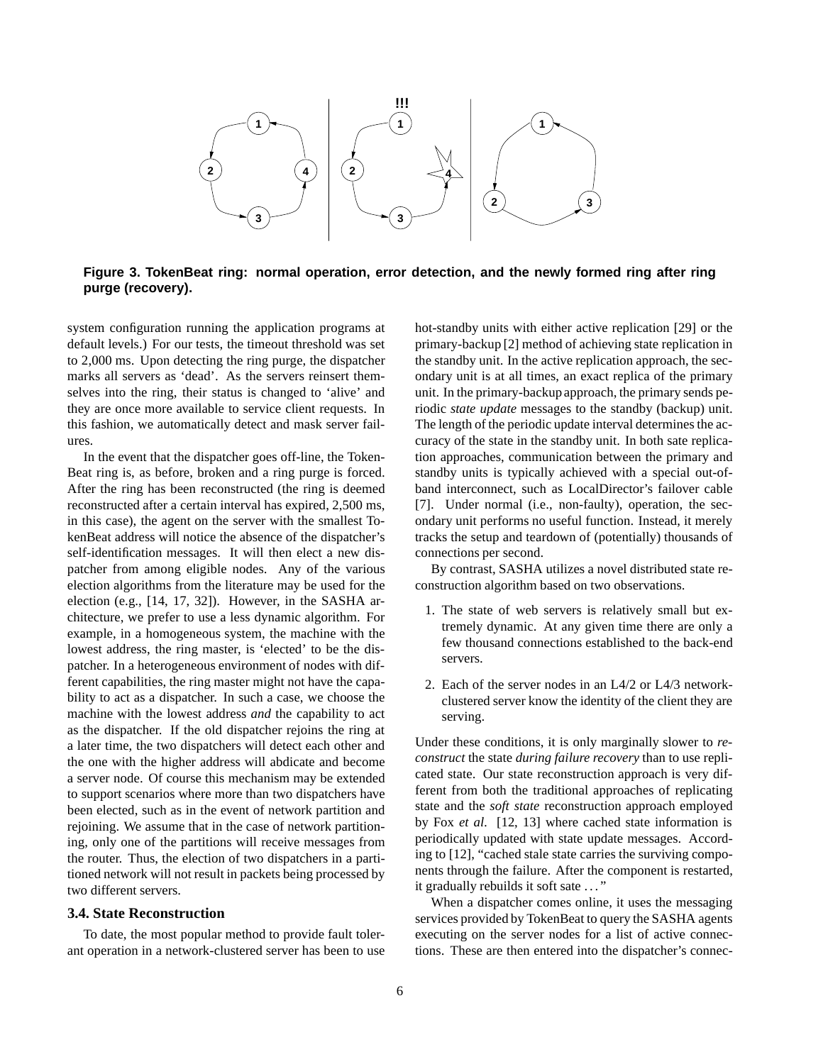**Figure 3. TokenBeat ring: normal operation, error detection, and the newly formed ring after ring purge (recovery).**

system configuration running the application programs at default levels.) For our tests, the timeout threshold was set to 2,000 ms. Upon detecting the ring purge, the dispatcher marks all servers as 'dead'. As the servers reinsert themselves into the ring, their status is changed to 'alive' and they are once more available to service client requests. In this fashion, we automatically detect and mask server failures.

In the event that the dispatcher goes off-line, the TokenBeat ring is, as before, broken and a ring purge is forced. After the ring has been reconstructed (the ring is deemed reconstructed after a certain interval has expired, 2,500 ms, in this case), the agent on the server with the smallest TokenBeat address will notice the absence of the dispatcher's self-identification messages. It will then elect a new dispatcher from among eligible nodes. Any of the various election algorithms from the literature may be used for the election (e.g., [14, 17, 32]). However, in the SASHA architecture, we prefer to use a less dynamic algorithm. For example, in a homogeneous system, the machine with the lowest address, the ring master, is 'elected' to be the dispatcher. In a heterogeneous environment of nodes with different capabilities, the ring master might not have the capability to act as a dispatcher. In such a case, we choose the machine with the lowest address *and* the capability to act as the dispatcher. If the old dispatcher rejoins the ring at a later time, the two dispatchers will detect each other and the one with the higher address will abdicate and become a server node. Of course this mechanism may be extended to support scenarios where more than two dispatchers have been elected, such as in the event of network partition and rejoining. We assume that in the case of network partitioning, only one of the partitions will receive messages from the router. Thus, the election of two dispatchers in a partitioned network will not result in packets being processed by two different servers.

### 3.4. State Reconstruction

To date, the most popular method to provide fault tolerant operation in a network-clustered server has been to use hot-standby units with either active replication [29] or the primary-backup [2] method of achieving state replication in the standby unit. In the active replication approach, the secondary unit is at all times, an exact replica of the primary unit. In the primary-backup approach, the primary sends periodic *state update* messages to the standby (backup) unit. The length of the periodic update interval determines the accuracy of the state in the standby unit. In both sate replication approaches, communication between the primary and standby units is typically achieved with a special out-of-band interconnect, such as LocalDirector's failover cable [7]. Under normal (i.e., non-faulty), operation, the secondary unit performs no useful function. Instead, it merely tracks the setup and teardown of (potentially) thousands of connections per second.

By contrast, SASHA utilizes a novel distributed state reconstruction algorithm based on two observations.

1. The state of web servers is relatively small but extremely dynamic. At any given time there are only a few thousand connections established to the back-end servers.

2. Each of the server nodes in an L4/2 or L4/3 network-clustered server know the identity of the client they are serving.

Under these conditions, it is only marginally slower to *reconstruct* the state *during failure recovery* than to use replicated state. Our state reconstruction approach is very different from both the traditional approaches of replicating state and the *soft state* reconstruction approach employed by Fox *et al*. [12, 13] where cached state information is periodically updated with state update messages. According to [12], "cached stale state carries the surviving components through the failure. After the component is restarted, it gradually rebuilds it soft sate ..."

When a dispatcher comes online, it uses the messaging services provided by TokenBeat to query the SASHA agents executing on the server nodes for a list of active connections. These are then entered into the dispatcher's connec-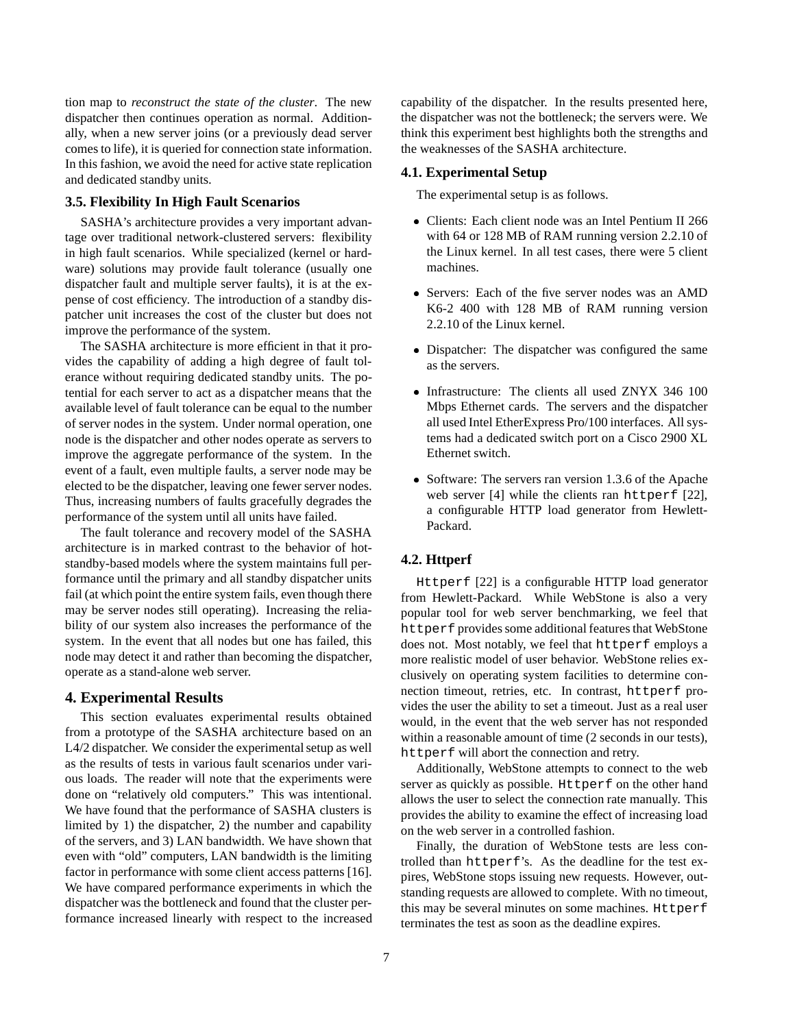tion map to *reconstruct the state of the cluster*. The new dispatcher then continues operation as normal. Additionally, when a new server joins (or a previously dead server comes to life), it is queried for connection state information. In this fashion, we avoid the need for active state replication and dedicated standby units.

### 3.5. Flexibility In High Fault Scenarios

SASHA's architecture provides a very important advantage over traditional network-clustered servers: flexibility in high fault scenarios. While specialized (kernel or hardware) solutions may provide fault tolerance (usually one dispatcher fault and multiple server faults), it is at the expense of cost efficiency. The introduction of a standby dispatcher unit increases the cost of the cluster but does not improve the performance of the system.

The SASHA architecture is more efficient in that it provides the capability of adding a high degree of fault tolerance without requiring dedicated standby units. The potential for each server to act as a dispatcher means that the available level of fault tolerance can be equal to the number of server nodes in the system. Under normal operation, one node is the dispatcher and other nodes operate as servers to improve the aggregate performance of the system. In the event of a fault, even multiple faults, a server node may be elected to be the dispatcher, leaving one fewer server nodes. Thus, increasing numbers of faults gracefully degrades the performance of the system until all units have failed.

The fault tolerance and recovery model of the SASHA architecture is in marked contrast to the behavior of hot-standby-based models where the system maintains full performance until the primary and all standby dispatcher units fail (at which point the entire system fails, even though there may be server nodes still operating). Increasing the reliability of our system also increases the performance of the system. In the event that all nodes but one has failed, this node may detect it and rather than becoming the dispatcher, operate as a stand-alone web server.

## 4. Experimental Results

This section evaluates experimental results obtained from a prototype of the SASHA architecture based on an L4/2 dispatcher. We consider the experimental setup as well as the results of tests in various fault scenarios under various loads. The reader will note that the experiments were done on "relatively old computers." This was intentional. We have found that the performance of SASHA clusters is limited by 1) the dispatcher, 2) the number and capability of the servers, and 3) LAN bandwidth. We have shown that even with "old" computers, LAN bandwidth is the limiting factor in performance with some client access patterns [16]. We have compared performance experiments in which the dispatcher was the bottleneck and found that the cluster performance increased linearly with respect to the increased capability of the dispatcher. In the results presented here, the dispatcher was not the bottleneck; the servers were. We think this experiment best highlights both the strengths and the weaknesses of the SASHA architecture.

### 4.1. Experimental Setup

The experimental setup is as follows.

- Clients: Each client node was an Intel Pentium II 266 with 64 or 128 MB of RAM running version 2.2.10 of the Linux kernel. In all test cases, there were 5 client machines.
- Servers: Each of the five server nodes was an AMD K6-2 400 with 128 MB of RAM running version 2.2.10 of the Linux kernel.
- Dispatcher: The dispatcher was configured the same as the servers.
- Infrastructure: The clients all used ZNYX 346 100 Mbps Ethernet cards. The servers and the dispatcher all used Intel EtherExpress Pro/100 interfaces. All systems had a dedicated switch port on a Cisco 2900 XL Ethernet switch.
- Software: The servers ran version 1.3.6 of the Apache web server [4] while the clients ran `httperf` [22], a configurable HTTP load generator from Hewlett-Packard.

### 4.2. Httperf

`Httperf` [22] is a configurable HTTP load generator from Hewlett-Packard. While WebStone is also a very popular tool for web server benchmarking, we feel that `httperf` provides some additional features that WebStone does not. Most notably, we feel that `httperf` employs a more realistic model of user behavior. WebStone relies exclusively on operating system facilities to determine connection timeout, retries, etc. In contrast, `httperf` provides the user the ability to set a timeout. Just as a real user would, in the event that the web server has not responded within a reasonable amount of time (2 seconds in our tests), `httperf` will abort the connection and retry.

Additionally, WebStone attempts to connect to the web server as quickly as possible. `Httperf` on the other hand allows the user to select the connection rate manually. This provides the ability to examine the effect of increasing load on the web server in a controlled fashion.

Finally, the duration of WebStone tests are less controlled than `httperf`'s. As the deadline for the test expires, WebStone stops issuing new requests. However, outstanding requests are allowed to complete. With no timeout, this may be several minutes on some machines. `Httperf` terminates the test as soon as the deadline expires.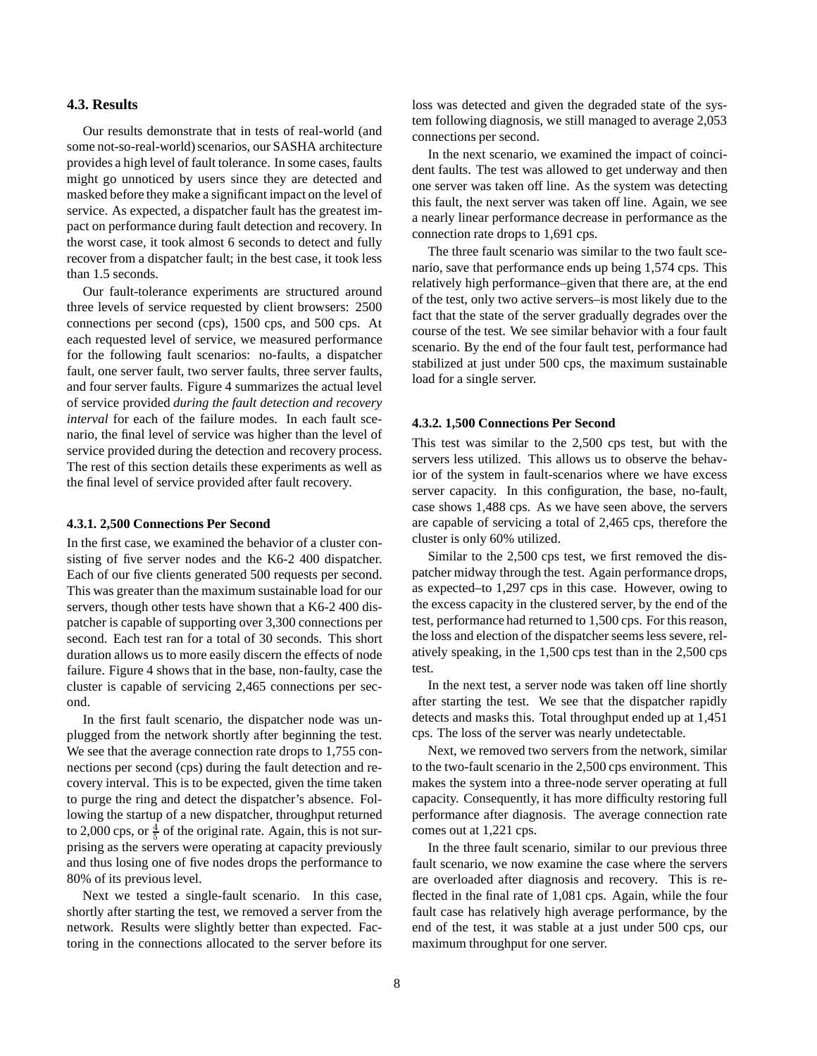### 4.3. Results

Our results demonstrate that in tests of real-world (and some not-so-real-world) scenarios, our SASHA architecture provides a high level of fault tolerance. In some cases, faults might go unnoticed by users since they are detected and masked before they make a significant impact on the level of service. As expected, a dispatcher fault has the greatest impact on performance during fault detection and recovery. In the worst case, it took almost 6 seconds to detect and fully recover from a dispatcher fault; in the best case, it took less than 1.5 seconds.

Our fault-tolerance experiments are structured around three levels of service requested by client browsers: 2500 connections per second (cps), 1500 cps, and 500 cps. At each requested level of service, we measured performance for the following fault scenarios: no-faults, a dispatcher fault, one server fault, two server faults, three server faults, and four server faults. Figure 4 summarizes the actual level of service provided *during the fault detection and recovery interval* for each of the failure modes. In each fault scenario, the final level of service was higher than the level of service provided during the detection and recovery process. The rest of this section details these experiments as well as the final level of service provided after fault recovery.

#### 4.3.1. 2,500 Connections Per Second

In the first case, we examined the behavior of a cluster consisting of five server nodes and the K6-2 400 dispatcher. Each of our five clients generated 500 requests per second. This was greater than the maximum sustainable load for our servers, though other tests have shown that a K6-2 400 dispatcher is capable of supporting over 3,300 connections per second. Each test ran for a total of 30 seconds. This short duration allows us to more easily discern the effects of node failure. Figure 4 shows that in the base, non-faulty, case the cluster is capable of servicing 2,465 connections per second.

In the first fault scenario, the dispatcher node was unplugged from the network shortly after beginning the test. We see that the average connection rate drops to 1,755 connections per second (cps) during the fault detection and recovery interval. This is to be expected, given the time taken to purge the ring and detect the dispatcher's absence. Following the startup of a new dispatcher, throughput returned to 2,000 cps, or $\frac{4}{5}$ of the original rate. Again, this is not surprising as the servers were operating at capacity previously and thus losing one of five nodes drops the performance to 80% of its previous level.

Next we tested a single-fault scenario. In this case, shortly after starting the test, we removed a server from the network. Results were slightly better than expected. Factoring in the connections allocated to the server before its loss was detected and given the degraded state of the system following diagnosis, we still managed to average 2,053 connections per second.

In the next scenario, we examined the impact of coincident faults. The test was allowed to get underway and then one server was taken off line. As the system was detecting this fault, the next server was taken off line. Again, we see a nearly linear performance decrease in performance as the connection rate drops to 1,691 cps.

The three fault scenario was similar to the two fault scenario, save that performance ends up being 1,574 cps. This relatively high performance–given that there are, at the end of the test, only two active servers–is most likely due to the fact that the state of the server gradually degrades over the course of the test. We see similar behavior with a four fault scenario. By the end of the four fault test, performance had stabilized at just under 500 cps, the maximum sustainable load for a single server.

#### 4.3.2. 1,500 Connections Per Second

This test was similar to the 2,500 cps test, but with the servers less utilized. This allows us to observe the behavior of the system in fault-scenarios where we have excess server capacity. In this configuration, the base, no-fault, case shows 1,488 cps. As we have seen above, the servers are capable of servicing a total of 2,465 cps, therefore the cluster is only 60% utilized.

Similar to the 2,500 cps test, we first removed the dispatcher midway through the test. Again performance drops, as expected–to 1,297 cps in this case. However, owing to the excess capacity in the clustered server, by the end of the test, performance had returned to 1,500 cps. For this reason, the loss and election of the dispatcher seems less severe, relatively speaking, in the 1,500 cps test than in the 2,500 cps test.

In the next test, a server node was taken off line shortly after starting the test. We see that the dispatcher rapidly detects and masks this. Total throughput ended up at 1,451 cps. The loss of the server was nearly undetectable.

Next, we removed two servers from the network, similar to the two-fault scenario in the 2,500 cps environment. This makes the system into a three-node server operating at full capacity. Consequently, it has more difficulty restoring full performance after diagnosis. The average connection rate comes out at 1,221 cps.

In the three fault scenario, similar to our previous three fault scenario, we now examine the case where the servers are overloaded after diagnosis and recovery. This is reflected in the final rate of 1,081 cps. Again, while the four fault case has relatively high average performance, by the end of the test, it was stable at a just under 500 cps, our maximum throughput for one server.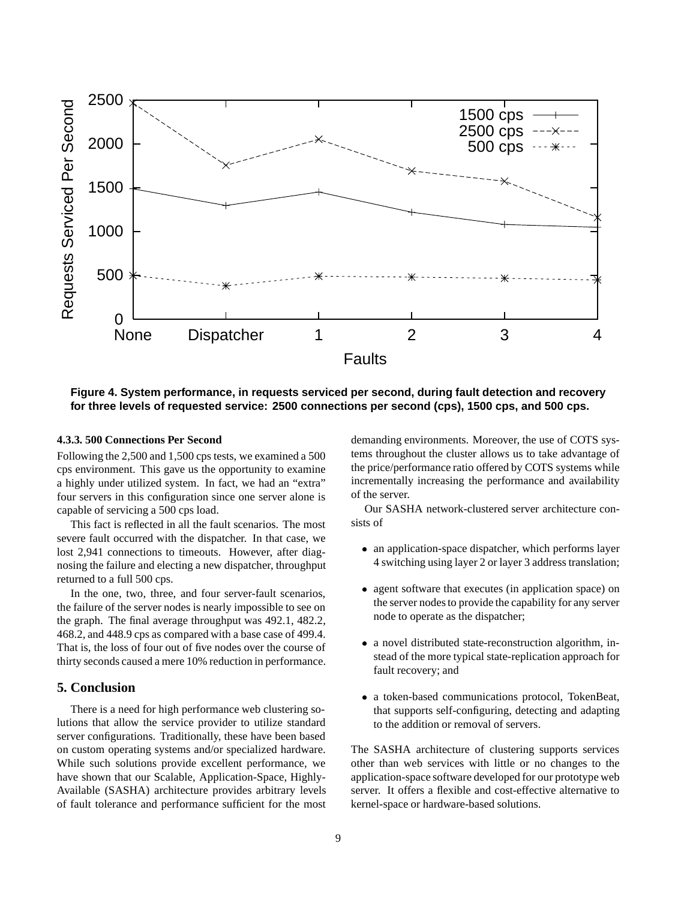Figure 4. System performance, in requests serviced per second, during fault detection and recovery for three levels of requested service: 2500 connections per second (cps), 1500 cps, and 500 cps.

#### 4.3.3. 500 Connections Per Second

Following the 2,500 and 1,500 cps tests, we examined a 500 cps environment. This gave us the opportunity to examine a highly under utilized system. In fact, we had an "extra" four servers in this configuration since one server alone is capable of servicing a 500 cps load.

This fact is reflected in all the fault scenarios. The most severe fault occurred with the dispatcher. In that case, we lost 2,941 connections to timeouts. However, after diagnosing the failure and electing a new dispatcher, throughput returned to a full 500 cps.

In the one, two, three, and four server-fault scenarios, the failure of the server nodes is nearly impossible to see on the graph. The final average throughput was 492.1, 482.2, 468.2, and 448.9 cps as compared with a base case of 499.4. That is, the loss of four out of five nodes over the course of thirty seconds caused a mere 10% reduction in performance.

## 5. Conclusion

There is a need for high performance web clustering solutions that allow the service provider to utilize standard server configurations. Traditionally, these have been based on custom operating systems and/or specialized hardware. While such solutions provide excellent performance, we have shown that our Scalable, Application-Space, Highly-Available (SASHA) architecture provides arbitrary levels of fault tolerance and performance sufficient for the most demanding environments. Moreover, the use of COTS systems throughout the cluster allows us to take advantage of the price/performance ratio offered by COTS systems while incrementally increasing the performance and availability of the server.

Our SASHA network-clustered server architecture consists of

- an application-space dispatcher, which performs layer 4 switching using layer 2 or layer 3 address translation;
- agent software that executes (in application space) on the server nodes to provide the capability for any server node to operate as the dispatcher;
- a novel distributed state-reconstruction algorithm, instead of the more typical state-replication approach for fault recovery; and
- a token-based communications protocol, TokenBeat, that supports self-configuring, detecting and adapting to the addition or removal of servers.

The SASHA architecture of clustering supports services other than web services with little or no changes to the application-space software developed for our prototype web server. It offers a flexible and cost-effective alternative to kernel-space or hardware-based solutions.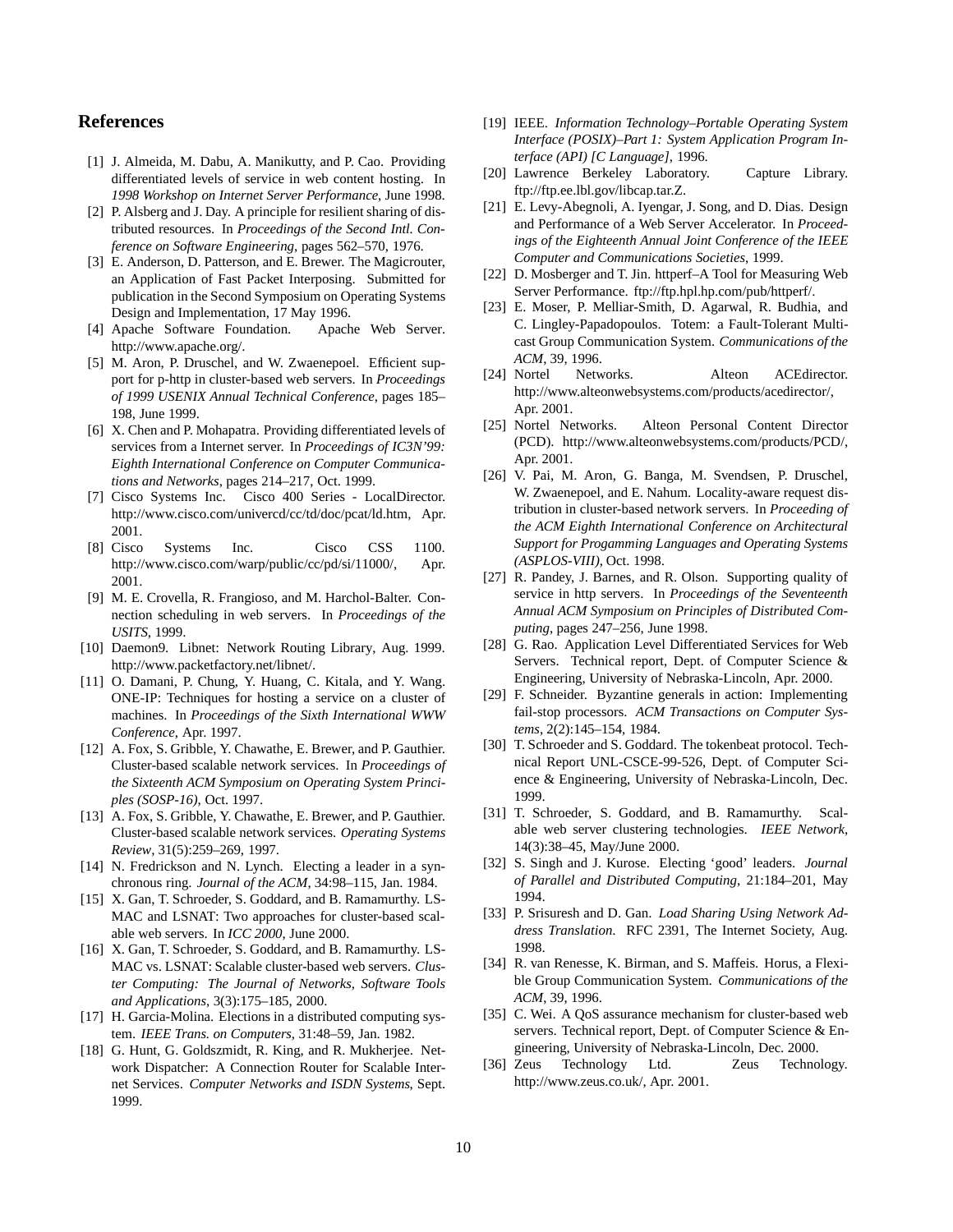## References

[1] J. Almeida, M. Dabu, A. Manikutty, and P. Cao. Providing differentiated levels of service in web content hosting. In *1998 Workshop on Internet Server Performance*, June 1998.

[2] P. Alsberg and J. Day. A principle for resilient sharing of distributed resources. In *Proceedings of the Second Intl. Conference on Software Engineering*, pages 562–570, 1976.

[3] E. Anderson, D. Patterson, and E. Brewer. The Magicrouter, an Application of Fast Packet Interposing. Submitted for publication in the Second Symposium on Operating Systems Design and Implementation, 17 May 1996.

[4] Apache Software Foundation. Apache Web Server. http://www.apache.org/.

[5] M. Aron, P. Druschel, and W. Zwaenepoel. Efficient support for p-http in cluster-based web servers. In *Proceedings of 1999 USENIX Annual Technical Conference*, pages 185–198, June 1999.

[6] X. Chen and P. Mohapatra. Providing differentiated levels of services from a Internet server. In *Proceedings of IC3N'99: Eighth International Conference on Computer Communications and Networks*, pages 214–217, Oct. 1999.

[7] Cisco Systems Inc. Cisco 400 Series - LocalDirector. http://www.cisco.com/univercd/cc/td/doc/pcat/ld.htm, Apr. 2001.

[8] Cisco Systems Inc. Cisco CSS 1100. http://www.cisco.com/warp/public/cc/pd/si/11000/, Apr. 2001.

[9] M. E. Crovella, R. Frangioso, and M. Harchol-Balter. Connection scheduling in web servers. In *Proceedings of the USITS*, 1999.

[10] Daemon9. Libnet: Network Routing Library, Aug. 1999. http://www.packetfactory.net/libnet/.

[11] O. Damani, P. Chung, Y. Huang, C. Kitala, and Y. Wang. ONE-IP: Techniques for hosting a service on a cluster of machines. In *Proceedings of the Sixth International WWW Conference*, Apr. 1997.

[12] A. Fox, S. Gribble, Y. Chawathe, E. Brewer, and P. Gauthier. Cluster-based scalable network services. In *Proceedings of the Sixteenth ACM Symposium on Operating System Principles (SOSP-16)*, Oct. 1997.

[13] A. Fox, S. Gribble, Y. Chawathe, E. Brewer, and P. Gauthier. Cluster-based scalable network services. *Operating Systems Review*, 31(5):259–269, 1997.

[14] N. Fredrickson and N. Lynch. Electing a leader in a synchronous ring. *Journal of the ACM*, 34:98–115, Jan. 1984.

[15] X. Gan, T. Schroeder, S. Goddard, and B. Ramamurthy. LSMAC and LSNAT: Two approaches for cluster-based scalable web servers. In *ICC 2000*, June 2000.

[16] X. Gan, T. Schroeder, S. Goddard, and B. Ramamurthy. LSMAC vs. LSNAT: Scalable cluster-based web servers. *Cluster Computing: The Journal of Networks, Software Tools and Applications*, 3(3):175–185, 2000.

[17] H. Garcia-Molina. Elections in a distributed computing system. *IEEE Trans. on Computers*, 31:48–59, Jan. 1982.

[18] G. Hunt, G. Goldszmidt, R. King, and R. Mukherjee. Network Dispatcher: A Connection Router for Scalable Internet Services. *Computer Networks and ISDN Systems*, Sept. 1999.

[19] IEEE. *Information Technology–Portable Operating System Interface (POSIX)–Part 1: System Application Program Interface (API) [C Language]*, 1996.

[20] Lawrence Berkeley Laboratory. Capture Library. ftp://ftp.ee.lbl.gov/libcap.tar.Z.

[21] E. Levy-Abegnoli, A. Iyengar, J. Song, and D. Dias. Design and Performance of a Web Server Accelerator. In *Proceedings of the Eighteenth Annual Joint Conference of the IEEE Computer and Communications Societies*, 1999.

[22] D. Mosberger and T. Jin. httperf–A Tool for Measuring Web Server Performance. ftp://ftp.hpl.hp.com/pub/httperf/.

[23] E. Moser, P. Melliar-Smith, D. Agarwal, R. Budhia, and C. Lingley-Papadopoulos. Totem: a Fault-Tolerant Multicast Group Communication System. *Communications of the ACM*, 39, 1996.

[24] Nortel Networks. Alteon ACEdirector. http://www.alteonwebsystems.com/products/acedirector/, Apr. 2001.

[25] Nortel Networks. Alteon Personal Content Director (PCD). http://www.alteonwebsystems.com/products/PCD/, Apr. 2001.

[26] V. Pai, M. Aron, G. Banga, M. Svendsen, P. Druschel, W. Zwaenepoel, and E. Nahum. Locality-aware request distribution in cluster-based network servers. In *Proceeding of the ACM Eighth International Conference on Architectural Support for Progamming Languages and Operating Systems (ASPLOS-VIII)*, Oct. 1998.

[27] R. Pandey, J. Barnes, and R. Olson. Supporting quality of service in http servers. In *Proceedings of the Seventeenth Annual ACM Symposium on Principles of Distributed Computing*, pages 247–256, June 1998.

[28] G. Rao. Application Level Differentiated Services for Web Servers. Technical report, Dept. of Computer Science & Engineering, University of Nebraska-Lincoln, Apr. 2000.

[29] F. Schneider. Byzantine generals in action: Implementing fail-stop processors. *ACM Transactions on Computer Systems*, 2(2):145–154, 1984.

[30] T. Schroeder and S. Goddard. The tokenbeat protocol. Technical Report UNL-CSCE-99-526, Dept. of Computer Science & Engineering, University of Nebraska-Lincoln, Dec. 1999.

[31] T. Schroeder, S. Goddard, and B. Ramamurthy. Scalable web server clustering technologies. *IEEE Network*, 14(3):38–45, May/June 2000.

[32] S. Singh and J. Kurose. Electing 'good' leaders. *Journal of Parallel and Distributed Computing*, 21:184–201, May 1994.

[33] P. Srisuresh and D. Gan. *Load Sharing Using Network Address Translation.* RFC 2391, The Internet Society, Aug. 1998.

[34] R. van Renesse, K. Birman, and S. Maffeis. Horus, a Flexible Group Communication System. *Communications of the ACM*, 39, 1996.

[35] C. Wei. A QoS assurance mechanism for cluster-based web servers. Technical report, Dept. of Computer Science & Engineering, University of Nebraska-Lincoln, Dec. 2000.

[36] Zeus Technology Ltd. Zeus Technology. http://www.zeus.co.uk/, Apr. 2001.